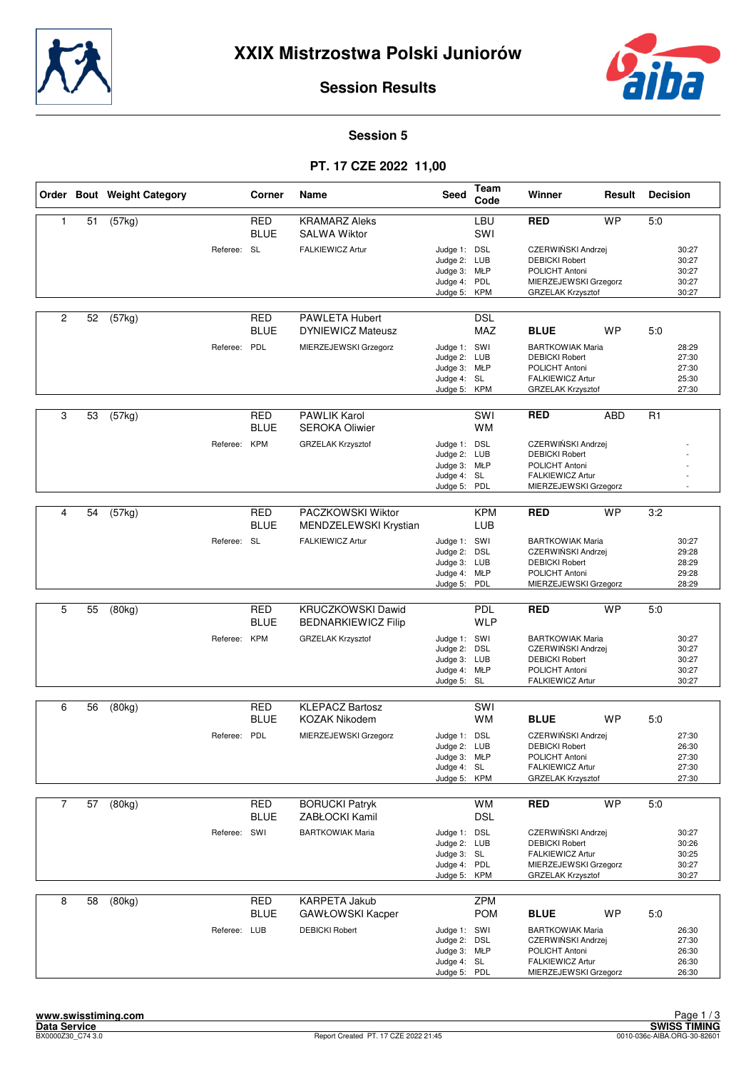# XXIX Mistrzostwa Polski Juniorów

## Session Results

### Session 5

### PT. 17 CZE 2022 11,00

| Order | Bout | Weight Category | Corner | Name | Seed | Team Code | Winner | Result | Decision |
|---|---|---|---|---|---|---|---|---|---|
| 1 | 51 | (57kg) | RED | KRAMARZ Aleks | | LBU | RED | WP | 5:0 |
| | | | BLUE | SALWA Wiktor | | SWI | | | |
| | | Referee: | SL | FALKIEWICZ Artur | Judge 1: | DSL | CZERWIŃSKI Andrzej | | 30:27 |
| | | | | | Judge 2: | LUB | DEBICKI Robert | | 30:27 |
| | | | | | Judge 3: | MŁP | POLICHT Antoni | | 30:27 |
| | | | | | Judge 4: | PDL | MIERZEJEWSKI Grzegorz | | 30:27 |
| | | | | | Judge 5: | KPM | GRZELAK Krzysztof | | 30:27 |
| 2 | 52 | (57kg) | RED | PAWLETA Hubert | | DSL | | | |
| | | | BLUE | DYNIEWICZ Mateusz | | MAZ | BLUE | WP | 5:0 |
| | | Referee: | PDL | MIERZEJEWSKI Grzegorz | Judge 1: | SWI | BARTKOWIAK Maria | | 28:29 |
| | | | | | Judge 2: | LUB | DEBICKI Robert | | 27:30 |
| | | | | | Judge 3: | MŁP | POLICHT Antoni | | 27:30 |
| | | | | | Judge 4: | SL | FALKIEWICZ Artur | | 25:30 |
| | | | | | Judge 5: | KPM | GRZELAK Krzysztof | | 27:30 |
| 3 | 53 | (57kg) | RED | PAWLIK Karol | | SWI | RED | ABD | R1 |
| | | | BLUE | SEROKA Oliwier | | WM | | | |
| | | Referee: | KPM | GRZELAK Krzysztof | Judge 1: | DSL | CZERWIŃSKI Andrzej | | - |
| | | | | | Judge 2: | LUB | DEBICKI Robert | | - |
| | | | | | Judge 3: | MŁP | POLICHT Antoni | | - |
| | | | | | Judge 4: | SL | FALKIEWICZ Artur | | - |
| | | | | | Judge 5: | PDL | MIERZEJEWSKI Grzegorz | | - |
| 4 | 54 | (57kg) | RED | PACZKOWSKI Wiktor | | KPM | RED | WP | 3:2 |
| | | | BLUE | MENDZELEWSKI Krystian | | LUB | | | |
| | | Referee: | SL | FALKIEWICZ Artur | Judge 1: | SWI | BARTKOWIAK Maria | | 30:27 |
| | | | | | Judge 2: | DSL | CZERWIŃSKI Andrzej | | 29:28 |
| | | | | | Judge 3: | LUB | DEBICKI Robert | | 28:29 |
| | | | | | Judge 4: | MŁP | POLICHT Antoni | | 29:28 |
| | | | | | Judge 5: | PDL | MIERZEJEWSKI Grzegorz | | 28:29 |
| 5 | 55 | (80kg) | RED | KRUCZKOWSKI Dawid | | PDL | RED | WP | 5:0 |
| | | | BLUE | BEDNARKIEWICZ Filip | | WLP | | | |
| | | Referee: | KPM | GRZELAK Krzysztof | Judge 1: | SWI | BARTKOWIAK Maria | | 30:27 |
| | | | | | Judge 2: | DSL | CZERWIŃSKI Andrzej | | 30:27 |
| | | | | | Judge 3: | LUB | DEBICKI Robert | | 30:27 |
| | | | | | Judge 4: | MŁP | POLICHT Antoni | | 30:27 |
| | | | | | Judge 5: | SL | FALKIEWICZ Artur | | 30:27 |
| 6 | 56 | (80kg) | RED | KLEPACZ Bartosz | | SWI | | | |
| | | | BLUE | KOZAK Nikodem | | WM | BLUE | WP | 5:0 |
| | | Referee: | PDL | MIERZEJEWSKI Grzegorz | Judge 1: | DSL | CZERWIŃSKI Andrzej | | 27:30 |
| | | | | | Judge 2: | LUB | DEBICKI Robert | | 26:30 |
| | | | | | Judge 3: | MŁP | POLICHT Antoni | | 27:30 |
| | | | | | Judge 4: | SL | FALKIEWICZ Artur | | 27:30 |
| | | | | | Judge 5: | KPM | GRZELAK Krzysztof | | 27:30 |
| 7 | 57 | (80kg) | RED | BORUCKI Patryk | | WM | RED | WP | 5:0 |
| | | | BLUE | ZABŁOCKI Kamil | | DSL | | | |
| | | Referee: | SWI | BARTKOWIAK Maria | Judge 1: | DSL | CZERWIŃSKI Andrzej | | 30:27 |
| | | | | | Judge 2: | LUB | DEBICKI Robert | | 30:26 |
| | | | | | Judge 3: | SL | FALKIEWICZ Artur | | 30:25 |
| | | | | | Judge 4: | PDL | MIERZEJEWSKI Grzegorz | | 30:27 |
| | | | | | Judge 5: | KPM | GRZELAK Krzysztof | | 30:27 |
| 8 | 58 | (80kg) | RED | KARPETA Jakub | | ZPM | | | |
| | | | BLUE | GAWŁOWSKI Kacper | | POM | BLUE | WP | 5:0 |
| | | Referee: | LUB | DEBICKI Robert | Judge 1: | SWI | BARTKOWIAK Maria | | 26:30 |
| | | | | | Judge 2: | DSL | CZERWIŃSKI Andrzej | | 27:30 |
| | | | | | Judge 3: | MŁP | POLICHT Antoni | | 26:30 |
| | | | | | Judge 4: | SL | FALKIEWICZ Artur | | 26:30 |
| | | | | | Judge 5: | PDL | MIERZEJEWSKI Grzegorz | | 26:30 |

www.swisstiming.com
Data Service
BX0000Z30_C74 3.0

Report Created PT. 17 CZE 2022 21:45

SWISS TIMING
0010-036c-AIBA.ORG-30-82601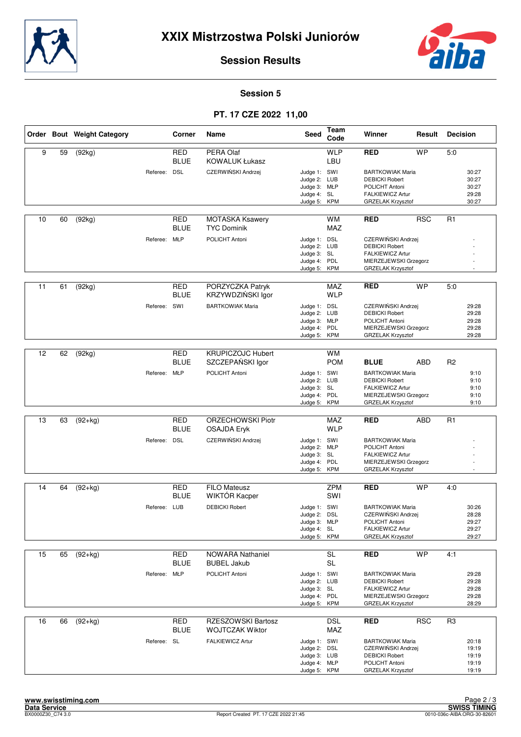# XXIX Mistrzostwa Polski Juniorów

## Session Results

### Session 5

### PT. 17 CZE 2022 11,00

| Order | Bout | Weight Category | Corner | Name | Seed | Team Code | Winner | Result | Decision |
|---|---|---|---|---|---|---|---|---|---|
| 9 | 59 | (92kg) | RED | PERA Olaf | | WLP | RED | WP | 5:0 |
| | | | BLUE | KOWALUK Łukasz | | LBU | | | |
| | | Referee: | DSL | CZERWIŃSKI Andrzej | Judge 1: | SWI | BARTKOWIAK Maria | | 30:27 |
| | | | | | Judge 2: | LUB | DEBICKI Robert | | 30:27 |
| | | | | | Judge 3: | MŁP | POLICHT Antoni | | 30:27 |
| | | | | | Judge 4: | SL | FALKIEWICZ Artur | | 29:28 |
| | | | | | Judge 5: | KPM | GRZELAK Krzysztof | | 30:27 |
| 10 | 60 | (92kg) | RED | MOTASKA Ksawery | | WM | RED | RSC | R1 |
| | | | BLUE | TYC Dominik | | MAZ | | | |
| | | Referee: | MŁP | POLICHT Antoni | Judge 1: | DSL | CZERWIŃSKI Andrzej | | - |
| | | | | | Judge 2: | LUB | DEBICKI Robert | | - |
| | | | | | Judge 3: | SL | FALKIEWICZ Artur | | - |
| | | | | | Judge 4: | PDL | MIERZEJEWSKI Grzegorz | | - |
| | | | | | Judge 5: | KPM | GRZELAK Krzysztof | | - |
| 11 | 61 | (92kg) | RED | PORZYCZKA Patryk | | MAZ | RED | WP | 5:0 |
| | | | BLUE | KRZYWDZIŃSKI Igor | | WLP | | | |
| | | Referee: | SWI | BARTKOWIAK Maria | Judge 1: | DSL | CZERWIŃSKI Andrzej | | 29:28 |
| | | | | | Judge 2: | LUB | DEBICKI Robert | | 29:28 |
| | | | | | Judge 3: | MŁP | POLICHT Antoni | | 29:28 |
| | | | | | Judge 4: | PDL | MIERZEJEWSKI Grzegorz | | 29:28 |
| | | | | | Judge 5: | KPM | GRZELAK Krzysztof | | 29:28 |
| 12 | 62 | (92kg) | RED | KRUPICZOJC Hubert | | WM | | | |
| | | | BLUE | SZCZEPAŃSKI Igor | | POM | BLUE | ABD | R2 |
| | | Referee: | MŁP | POLICHT Antoni | Judge 1: | SWI | BARTKOWIAK Maria | | 9:10 |
| | | | | | Judge 2: | LUB | DEBICKI Robert | | 9:10 |
| | | | | | Judge 3: | SL | FALKIEWICZ Artur | | 9:10 |
| | | | | | Judge 4: | PDL | MIERZEJEWSKI Grzegorz | | 9:10 |
| | | | | | Judge 5: | KPM | GRZELAK Krzysztof | | 9:10 |
| 13 | 63 | (92+kg) | RED | ORZECHOWSKI Piotr | | MAZ | RED | ABD | R1 |
| | | | BLUE | OSAJDA Eryk | | WLP | | | |
| | | Referee: | DSL | CZERWIŃSKI Andrzej | Judge 1: | SWI | BARTKOWIAK Maria | | - |
| | | | | | Judge 2: | MŁP | POLICHT Antoni | | - |
| | | | | | Judge 3: | SL | FALKIEWICZ Artur | | - |
| | | | | | Judge 4: | PDL | MIERZEJEWSKI Grzegorz | | - |
| | | | | | Judge 5: | KPM | GRZELAK Krzysztof | | - |
| 14 | 64 | (92+kg) | RED | FILO Mateusz | | ZPM | RED | WP | 4:0 |
| | | | BLUE | WIKTÓR Kacper | | SWI | | | |
| | | Referee: | LUB | DEBICKI Robert | Judge 1: | SWI | BARTKOWIAK Maria | | 30:26 |
| | | | | | Judge 2: | DSL | CZERWIŃSKI Andrzej | | 28:28 |
| | | | | | Judge 3: | MŁP | POLICHT Antoni | | 29:27 |
| | | | | | Judge 4: | SL | FALKIEWICZ Artur | | 29:27 |
| | | | | | Judge 5: | KPM | GRZELAK Krzysztof | | 29:27 |
| 15 | 65 | (92+kg) | RED | NOWARA Nathaniel | | SL | RED | WP | 4:1 |
| | | | BLUE | BUBEL Jakub | | SL | | | |
| | | Referee: | MŁP | POLICHT Antoni | Judge 1: | SWI | BARTKOWIAK Maria | | 29:28 |
| | | | | | Judge 2: | LUB | DEBICKI Robert | | 29:28 |
| | | | | | Judge 3: | SL | FALKIEWICZ Artur | | 29:28 |
| | | | | | Judge 4: | PDL | MIERZEJEWSKI Grzegorz | | 29:28 |
| | | | | | Judge 5: | KPM | GRZELAK Krzysztof | | 28:29 |
| 16 | 66 | (92+kg) | RED | RZESZOWSKI Bartosz | | DSL | RED | RSC | R3 |
| | | | BLUE | WOJTCZAK Wiktor | | MAZ | | | |
| | | Referee: | SL | FALKIEWICZ Artur | Judge 1: | SWI | BARTKOWIAK Maria | | 20:18 |
| | | | | | Judge 2: | DSL | CZERWIŃSKI Andrzej | | 19:19 |
| | | | | | Judge 3: | LUB | DEBICKI Robert | | 19:19 |
| | | | | | Judge 4: | MŁP | POLICHT Antoni | | 19:19 |
| | | | | | Judge 5: | KPM | GRZELAK Krzysztof | | 19:19 |

www.swisstiming.com
Data Service
BX0000Z30_C74 3.0

Report Created PT. 17 CZE 2022 21:45

SWISS TIMING
0010-036c-AIBA.ORG-30-82601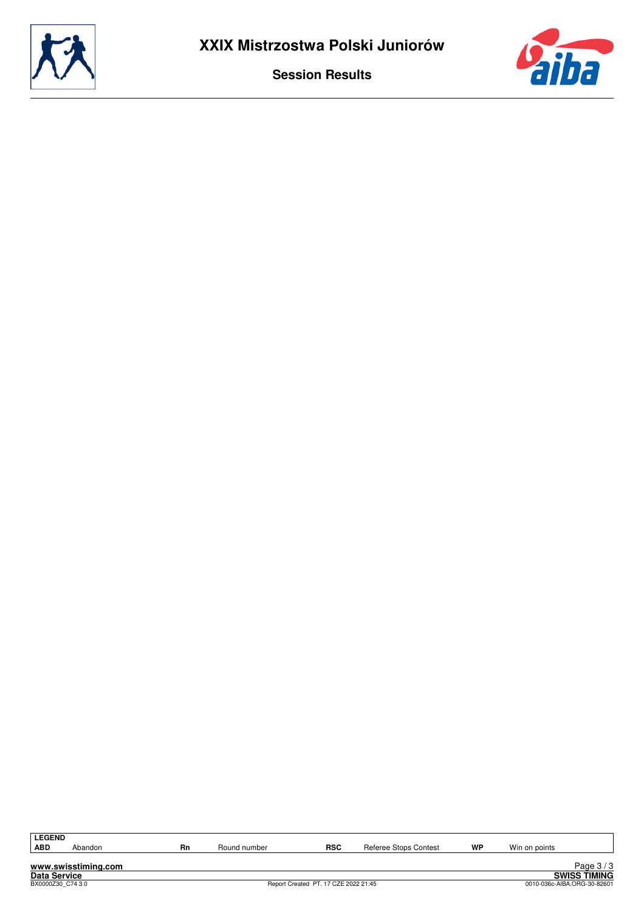# XXIX Mistrzostwa Polski Juniorów

## Session Results

| LEGEND | | | | | | | |
|---|---|---|---|---|---|---|---|
| ABD | Abandon | Rn | Round number | RSC | Referee Stops Contest | WP | Win on points |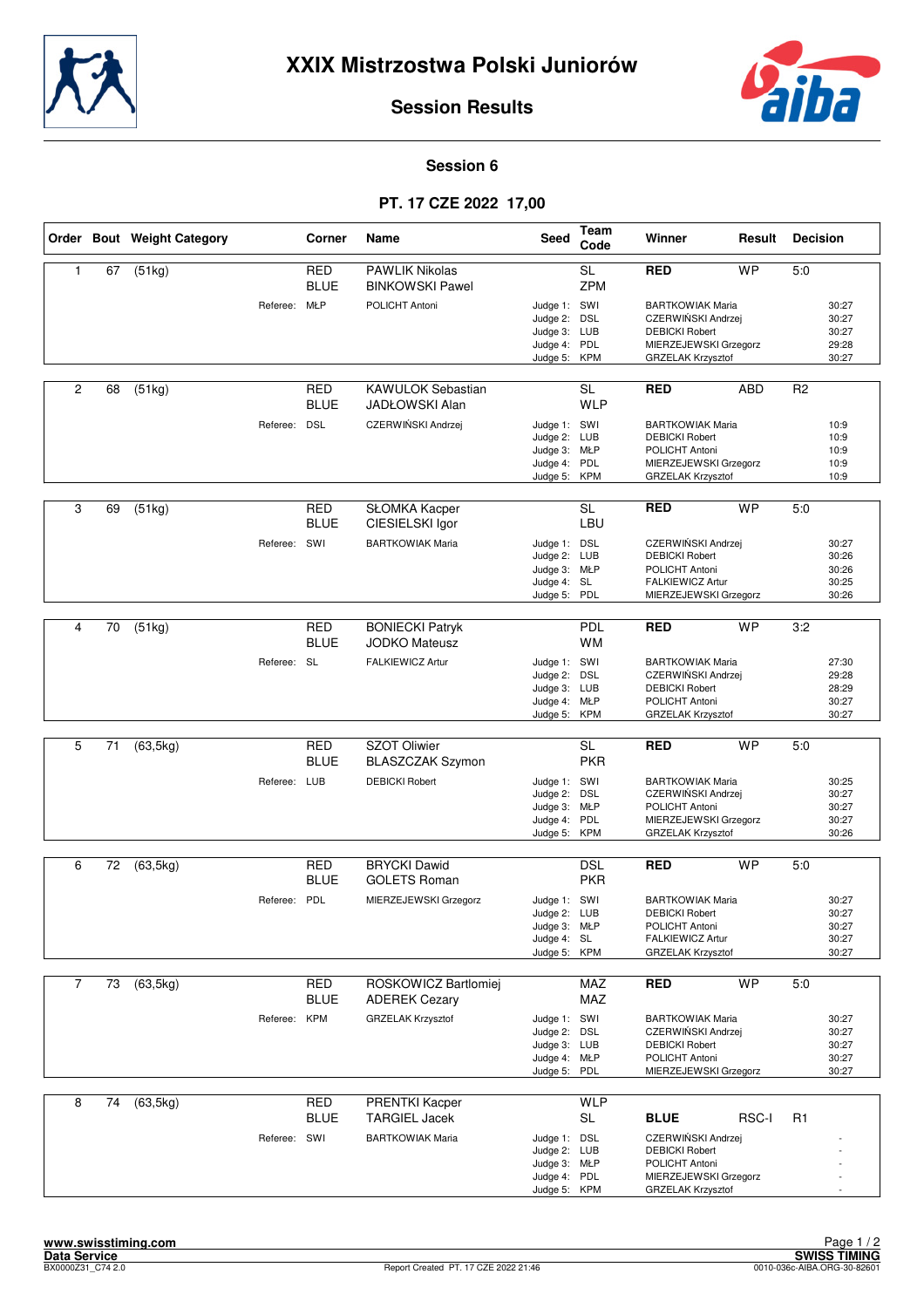# XXIX Mistrzostwa Polski Juniorów

## Session Results

### Session 6

### PT. 17 CZE 2022 17,00

| Order | Bout | Weight Category | Corner | Name | Seed | Team Code | Winner | Result | Decision |
|---|---|---|---|---|---|---|---|---|---|
| 1 | 67 | (51kg) | RED | PAWLIK Nikolas | | SL | RED | WP | 5:0 |
| | | | BLUE | BINKOWSKI Pawel | | ZPM | | | |
| | | Referee: | MŁP | POLICHT Antoni | Judge 1: | SWI | BARTKOWIAK Maria | | 30:27 |
| | | | | | Judge 2: | DSL | CZERWIŃSKI Andrzej | | 30:27 |
| | | | | | Judge 3: | LUB | DEBICKI Robert | | 30:27 |
| | | | | | Judge 4: | PDL | MIERZEJEWSKI Grzegorz | | 29:28 |
| | | | | | Judge 5: | KPM | GRZELAK Krzysztof | | 30:27 |
| 2 | 68 | (51kg) | RED | KAWULOK Sebastian | | SL | RED | ABD | R2 |
| | | | BLUE | JADŁOWSKI Alan | | WLP | | | |
| | | Referee: | DSL | CZERWIŃSKI Andrzej | Judge 1: | SWI | BARTKOWIAK Maria | | 10:9 |
| | | | | | Judge 2: | LUB | DEBICKI Robert | | 10:9 |
| | | | | | Judge 3: | MŁP | POLICHT Antoni | | 10:9 |
| | | | | | Judge 4: | PDL | MIERZEJEWSKI Grzegorz | | 10:9 |
| | | | | | Judge 5: | KPM | GRZELAK Krzysztof | | 10:9 |
| 3 | 69 | (51kg) | RED | SŁOMKA Kacper | | SL | RED | WP | 5:0 |
| | | | BLUE | CIESIELSKI Igor | | LBU | | | |
| | | Referee: | SWI | BARTKOWIAK Maria | Judge 1: | DSL | CZERWIŃSKI Andrzej | | 30:27 |
| | | | | | Judge 2: | LUB | DEBICKI Robert | | 30:26 |
| | | | | | Judge 3: | MŁP | POLICHT Antoni | | 30:26 |
| | | | | | Judge 4: | SL | FALKIEWICZ Artur | | 30:25 |
| | | | | | Judge 5: | PDL | MIERZEJEWSKI Grzegorz | | 30:26 |
| 4 | 70 | (51kg) | RED | BONIECKI Patryk | | PDL | RED | WP | 3:2 |
| | | | BLUE | JODKO Mateusz | | WM | | | |
| | | Referee: | SL | FALKIEWICZ Artur | Judge 1: | SWI | BARTKOWIAK Maria | | 27:30 |
| | | | | | Judge 2: | DSL | CZERWIŃSKI Andrzej | | 29:28 |
| | | | | | Judge 3: | LUB | DEBICKI Robert | | 28:29 |
| | | | | | Judge 4: | MŁP | POLICHT Antoni | | 30:27 |
| | | | | | Judge 5: | KPM | GRZELAK Krzysztof | | 30:27 |
| 5 | 71 | (63,5kg) | RED | SZOT Oliwier | | SL | RED | WP | 5:0 |
| | | | BLUE | BLASZCZAK Szymon | | PKR | | | |
| | | Referee: | LUB | DEBICKI Robert | Judge 1: | SWI | BARTKOWIAK Maria | | 30:25 |
| | | | | | Judge 2: | DSL | CZERWIŃSKI Andrzej | | 30:27 |
| | | | | | Judge 3: | MŁP | POLICHT Antoni | | 30:27 |
| | | | | | Judge 4: | PDL | MIERZEJEWSKI Grzegorz | | 30:27 |
| | | | | | Judge 5: | KPM | GRZELAK Krzysztof | | 30:26 |
| 6 | 72 | (63,5kg) | RED | BRYCKI Dawid | | DSL | RED | WP | 5:0 |
| | | | BLUE | GOLETS Roman | | PKR | | | |
| | | Referee: | PDL | MIERZEJEWSKI Grzegorz | Judge 1: | SWI | BARTKOWIAK Maria | | 30:27 |
| | | | | | Judge 2: | LUB | DEBICKI Robert | | 30:27 |
| | | | | | Judge 3: | MŁP | POLICHT Antoni | | 30:27 |
| | | | | | Judge 4: | SL | FALKIEWICZ Artur | | 30:27 |
| | | | | | Judge 5: | KPM | GRZELAK Krzysztof | | 30:27 |
| 7 | 73 | (63,5kg) | RED | ROSKOWICZ Bartlomiej | | MAZ | RED | WP | 5:0 |
| | | | BLUE | ADEREK Cezary | | MAZ | | | |
| | | Referee: | KPM | GRZELAK Krzysztof | Judge 1: | SWI | BARTKOWIAK Maria | | 30:27 |
| | | | | | Judge 2: | DSL | CZERWIŃSKI Andrzej | | 30:27 |
| | | | | | Judge 3: | LUB | DEBICKI Robert | | 30:27 |
| | | | | | Judge 4: | MŁP | POLICHT Antoni | | 30:27 |
| | | | | | Judge 5: | PDL | MIERZEJEWSKI Grzegorz | | 30:27 |
| 8 | 74 | (63,5kg) | RED | PRENTKI Kacper | | WLP | | | |
| | | | BLUE | TARGIEL Jacek | | SL | BLUE | RSC-I | R1 |
| | | Referee: | SWI | BARTKOWIAK Maria | Judge 1: | DSL | CZERWIŃSKI Andrzej | | - |
| | | | | | Judge 2: | LUB | DEBICKI Robert | | - |
| | | | | | Judge 3: | MŁP | POLICHT Antoni | | - |
| | | | | | Judge 4: | PDL | MIERZEJEWSKI Grzegorz | | - |
| | | | | | Judge 5: | KPM | GRZELAK Krzysztof | | - |

www.swisstiming.com
Data Service
BX0000Z31_C74 2.0

Report Created PT. 17 CZE 2022 21:46

SWISS TIMING
0010-036c-AIBA.ORG-30-82601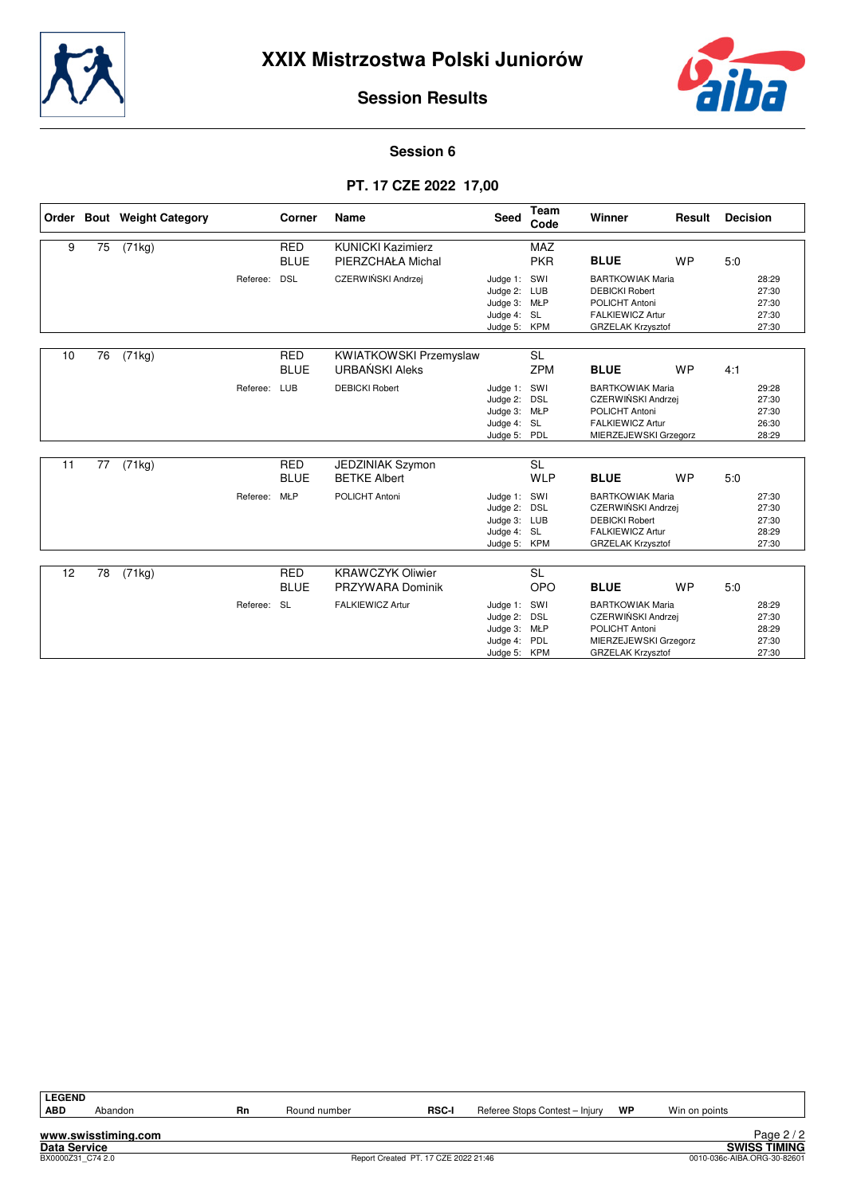# XXIX Mistrzostwa Polski Juniorów

## Session Results

### Session 6

### PT. 17 CZE 2022 17,00

| Order | Bout | Weight Category | Corner | Name | Seed | Team Code | Winner | Result | Decision |
|---|---|---|---|---|---|---|---|---|---|
| 9 | 75 | (71kg) | RED | KUNICKI Kazimierz | | MAZ | | | |
| | | | BLUE | PIERZCHAŁA Michal | | PKR | **BLUE** | WP | 5:0 |
| | | Referee: | DSL | CZERWIŃSKI Andrzej | Judge 1: | SWI | BARTKOWIAK Maria | | 28:29 |
| | | | | | Judge 2: | LUB | DEBICKI Robert | | 27:30 |
| | | | | | Judge 3: | MŁP | POLICHT Antoni | | 27:30 |
| | | | | | Judge 4: | SL | FALKIEWICZ Artur | | 27:30 |
| | | | | | Judge 5: | KPM | GRZELAK Krzysztof | | 27:30 |
| 10 | 76 | (71kg) | RED | KWIATKOWSKI Przemyslaw | | SL | | | |
| | | | BLUE | URBAŃSKI Aleks | | ZPM | **BLUE** | WP | 4:1 |
| | | Referee: | LUB | DEBICKI Robert | Judge 1: | SWI | BARTKOWIAK Maria | | 29:28 |
| | | | | | Judge 2: | DSL | CZERWIŃSKI Andrzej | | 27:30 |
| | | | | | Judge 3: | MŁP | POLICHT Antoni | | 27:30 |
| | | | | | Judge 4: | SL | FALKIEWICZ Artur | | 26:30 |
| | | | | | Judge 5: | PDL | MIERZEJEWSKI Grzegorz | | 28:29 |
| 11 | 77 | (71kg) | RED | JEDZINIAK Szymon | | SL | | | |
| | | | BLUE | BETKE Albert | | WLP | **BLUE** | WP | 5:0 |
| | | Referee: | MŁP | POLICHT Antoni | Judge 1: | SWI | BARTKOWIAK Maria | | 27:30 |
| | | | | | Judge 2: | DSL | CZERWIŃSKI Andrzej | | 27:30 |
| | | | | | Judge 3: | LUB | DEBICKI Robert | | 27:30 |
| | | | | | Judge 4: | SL | FALKIEWICZ Artur | | 28:29 |
| | | | | | Judge 5: | KPM | GRZELAK Krzysztof | | 27:30 |
| 12 | 78 | (71kg) | RED | KRAWCZYK Oliwier | | SL | | | |
| | | | BLUE | PRZYWARA Dominik | | OPO | **BLUE** | WP | 5:0 |
| | | Referee: | SL | FALKIEWICZ Artur | Judge 1: | SWI | BARTKOWIAK Maria | | 28:29 |
| | | | | | Judge 2: | DSL | CZERWIŃSKI Andrzej | | 27:30 |
| | | | | | Judge 3: | MŁP | POLICHT Antoni | | 28:29 |
| | | | | | Judge 4: | PDL | MIERZEJEWSKI Grzegorz | | 27:30 |
| | | | | | Judge 5: | KPM | GRZELAK Krzysztof | | 27:30 |

**LEGEND**

| | | | | | | | |
|---|---|---|---|---|---|---|---|
| ABD | Abandon | Rn | Round number | RSC-I | Referee Stops Contest – Injury | WP | Win on points |

www.swisstiming.com
Data Service
BX0000Z31_C74 2.0

Report Created PT. 17 CZE 2022 21:46

SWISS TIMING
0010-036c-AIBA.ORG-30-82601